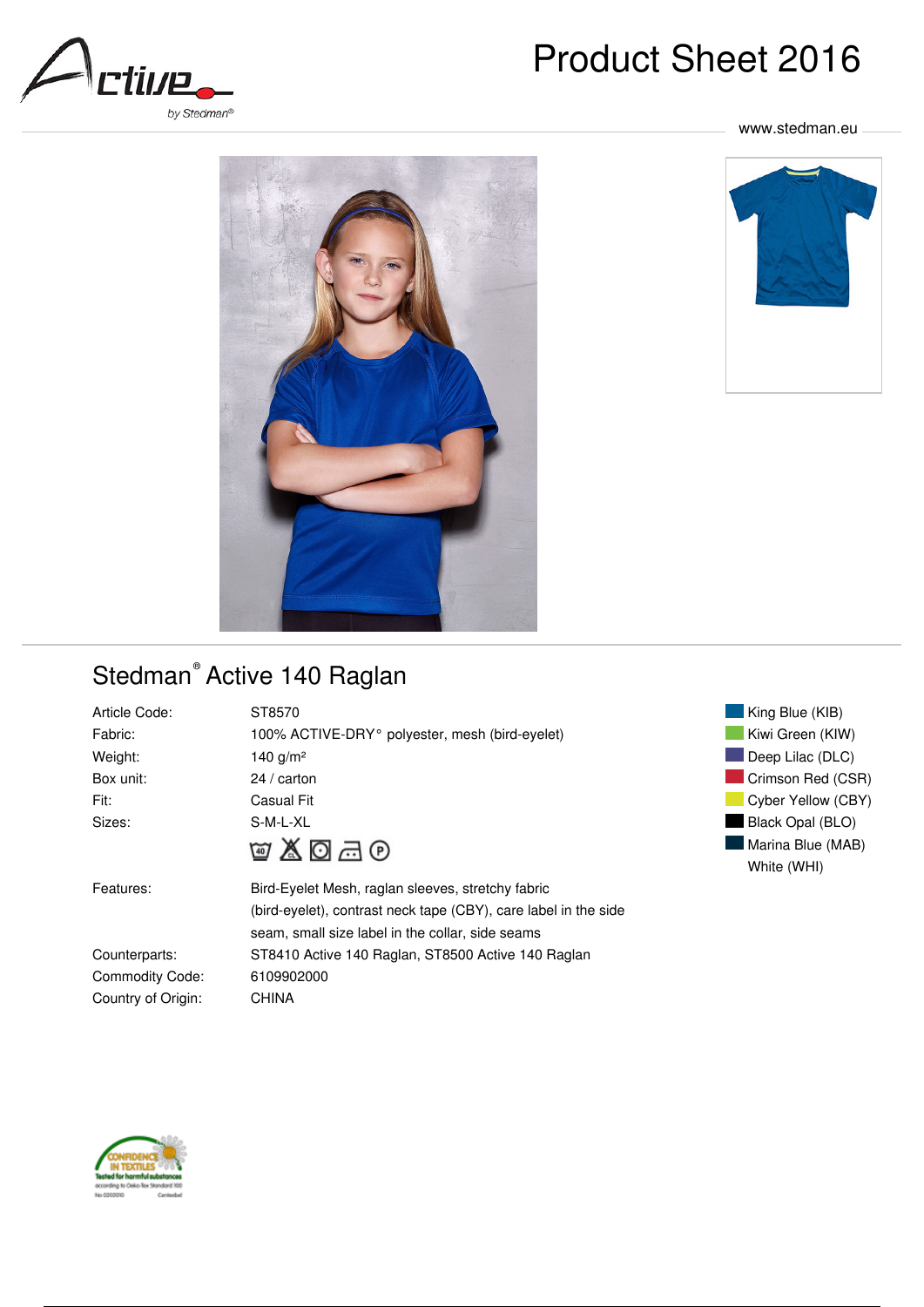# Product Sheet 2016

www.stedman.eu

## Stedman® Active 140 Raglan

| | |
|---|---|
| Article Code: | ST8570 |
| Fabric: | 100% ACTIVE-DRY° polyester, mesh (bird-eyelet) |
| Weight: | 140 g/m² |
| Box unit: | 24 / carton |
| Fit: | Casual Fit |
| Sizes: | S-M-L-XL |
| Features: | Bird-Eyelet Mesh, raglan sleeves, stretchy fabric (bird-eyelet), contrast neck tape (CBY), care label in the side seam, small size label in the collar, side seams |
| Counterparts: | ST8410 Active 140 Raglan, ST8500 Active 140 Raglan |
| Commodity Code: | 6109902000 |
| Country of Origin: | CHINA |

- King Blue (KIB)
- Kiwi Green (KIW)
- Deep Lilac (DLC)
- Crimson Red (CSR)
- Cyber Yellow (CBY)
- Black Opal (BLO)
- Marina Blue (MAB)
- White (WHI)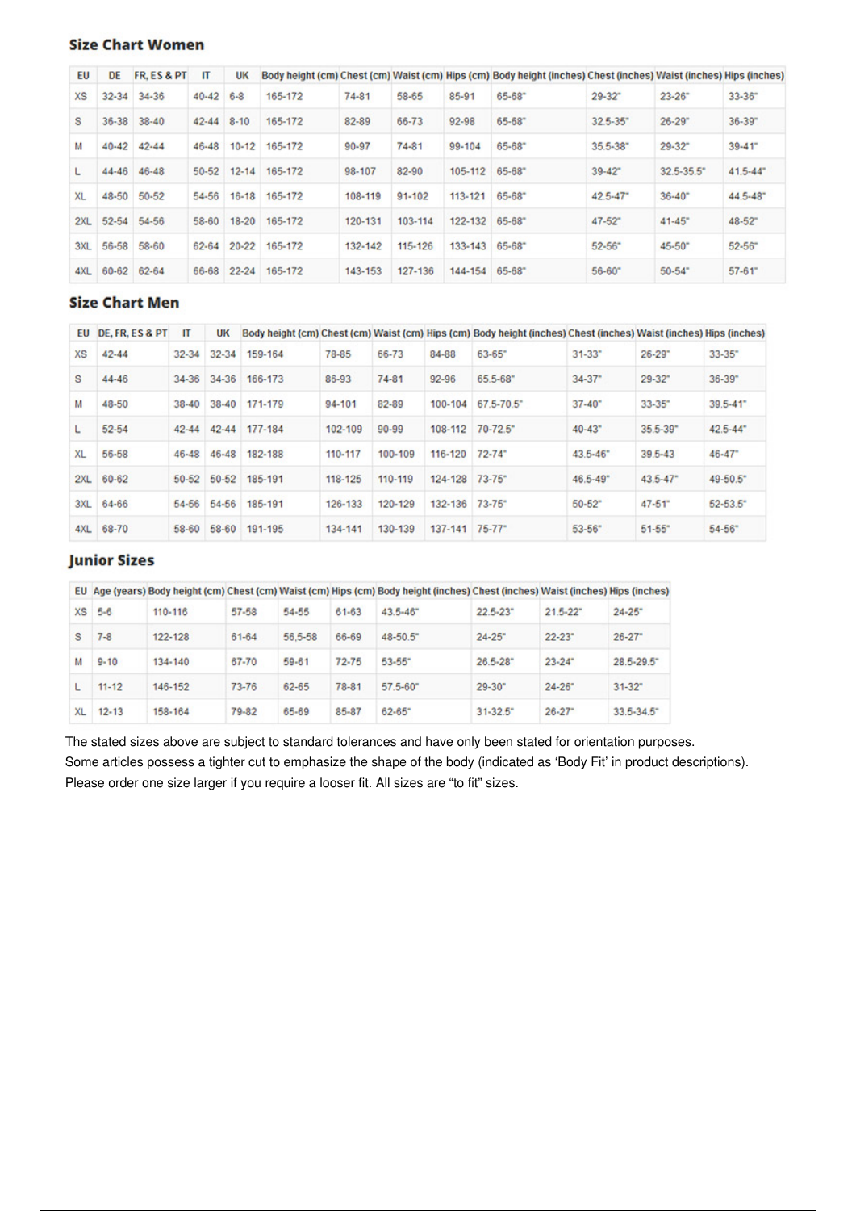## Size Chart Women

| EU | DE | FR, ES & PT | IT | UK | Body height (cm) | Chest (cm) | Waist (cm) | Hips (cm) | Body height (inches) | Chest (inches) | Waist (inches) | Hips (inches) |
|---|---|---|---|---|---|---|---|---|---|---|---|---|
| XS | 32-34 | 34-36 | 40-42 | 6-8 | 165-172 | 74-81 | 58-65 | 85-91 | 65-68" | 29-32" | 23-26" | 33-36" |
| S | 36-38 | 38-40 | 42-44 | 8-10 | 165-172 | 82-89 | 66-73 | 92-98 | 65-68" | 32.5-35" | 26-29" | 36-39" |
| M | 40-42 | 42-44 | 46-48 | 10-12 | 165-172 | 90-97 | 74-81 | 99-104 | 65-68" | 35.5-38" | 29-32" | 39-41" |
| L | 44-46 | 46-48 | 50-52 | 12-14 | 165-172 | 98-107 | 82-90 | 105-112 | 65-68" | 39-42" | 32.5-35.5" | 41.5-44" |
| XL | 48-50 | 50-52 | 54-56 | 16-18 | 165-172 | 108-119 | 91-102 | 113-121 | 65-68" | 42.5-47" | 36-40" | 44.5-48" |
| 2XL | 52-54 | 54-56 | 58-60 | 18-20 | 165-172 | 120-131 | 103-114 | 122-132 | 65-68" | 47-52" | 41-45" | 48-52" |
| 3XL | 56-58 | 58-60 | 62-64 | 20-22 | 165-172 | 132-142 | 115-126 | 133-143 | 65-68" | 52-56" | 45-50" | 52-56" |
| 4XL | 60-62 | 62-64 | 66-68 | 22-24 | 165-172 | 143-153 | 127-136 | 144-154 | 65-68" | 56-60" | 50-54" | 57-61" |

## Size Chart Men

| EU | DE, FR, ES & PT | IT | UK | Body height (cm) | Chest (cm) | Waist (cm) | Hips (cm) | Body height (inches) | Chest (inches) | Waist (inches) | Hips (inches) |
|---|---|---|---|---|---|---|---|---|---|---|---|
| XS | 42-44 | 32-34 | 32-34 | 159-164 | 78-85 | 66-73 | 84-88 | 63-65" | 31-33" | 26-29" | 33-35" |
| S | 44-46 | 34-36 | 34-36 | 166-173 | 86-93 | 74-81 | 92-96 | 65.5-68" | 34-37" | 29-32" | 36-39" |
| M | 48-50 | 38-40 | 38-40 | 171-179 | 94-101 | 82-89 | 100-104 | 67.5-70.5" | 37-40" | 33-35" | 39.5-41" |
| L | 52-54 | 42-44 | 42-44 | 177-184 | 102-109 | 90-99 | 108-112 | 70-72.5" | 40-43" | 35.5-39" | 42.5-44" |
| XL | 56-58 | 46-48 | 46-48 | 182-188 | 110-117 | 100-109 | 116-120 | 72-74" | 43.5-46" | 39.5-43 | 46-47" |
| 2XL | 60-62 | 50-52 | 50-52 | 185-191 | 118-125 | 110-119 | 124-128 | 73-75" | 46.5-49" | 43.5-47" | 49-50.5" |
| 3XL | 64-66 | 54-56 | 54-56 | 185-191 | 126-133 | 120-129 | 132-136 | 73-75" | 50-52" | 47-51" | 52-53.5" |
| 4XL | 68-70 | 58-60 | 58-60 | 191-195 | 134-141 | 130-139 | 137-141 | 75-77" | 53-56" | 51-55" | 54-56" |

## Junior Sizes

| EU | Age (years) | Body height (cm) | Chest (cm) | Waist (cm) | Hips (cm) | Body height (inches) | Chest (inches) | Waist (inches) | Hips (inches) |
|---|---|---|---|---|---|---|---|---|---|
| XS | 5-6 | 110-116 | 57-58 | 54-55 | 61-63 | 43.5-46" | 22.5-23" | 21.5-22" | 24-25" |
| S | 7-8 | 122-128 | 61-64 | 56,5-58 | 66-69 | 48-50.5" | 24-25" | 22-23" | 26-27" |
| M | 9-10 | 134-140 | 67-70 | 59-61 | 72-75 | 53-55" | 26.5-28" | 23-24" | 28.5-29.5" |
| L | 11-12 | 146-152 | 73-76 | 62-65 | 78-81 | 57.5-60" | 29-30" | 24-26" | 31-32" |
| XL | 12-13 | 158-164 | 79-82 | 65-69 | 85-87 | 62-65" | 31-32.5" | 26-27" | 33.5-34.5" |

The stated sizes above are subject to standard tolerances and have only been stated for orientation purposes.
Some articles possess a tighter cut to emphasize the shape of the body (indicated as 'Body Fit' in product descriptions).
Please order one size larger if you require a looser fit. All sizes are "to fit" sizes.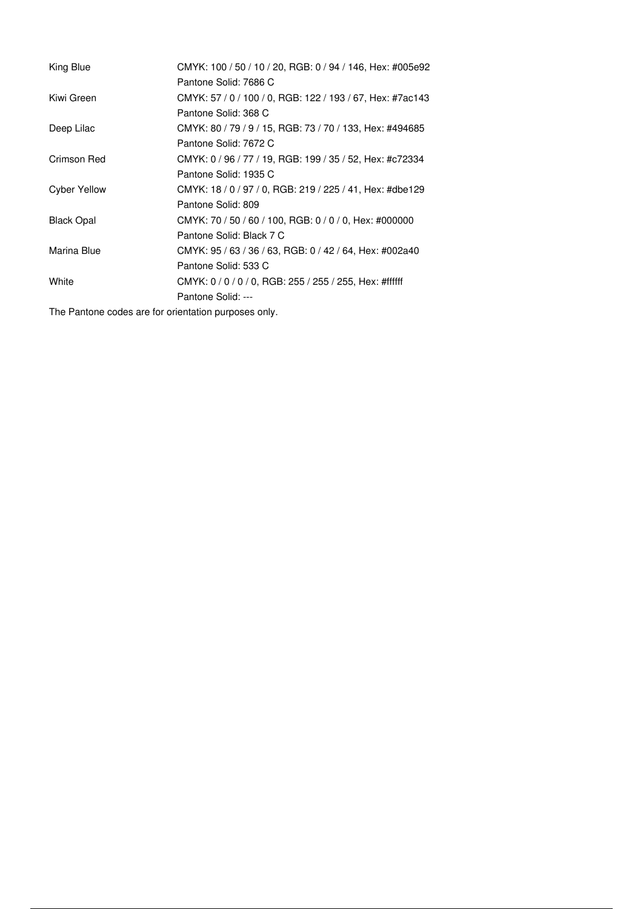| | |
|---|---|
| King Blue | CMYK: 100 / 50 / 10 / 20, RGB: 0 / 94 / 146, Hex: #005e92<br>Pantone Solid: 7686 C |
| Kiwi Green | CMYK: 57 / 0 / 100 / 0, RGB: 122 / 193 / 67, Hex: #7ac143<br>Pantone Solid: 368 C |
| Deep Lilac | CMYK: 80 / 79 / 9 / 15, RGB: 73 / 70 / 133, Hex: #494685<br>Pantone Solid: 7672 C |
| Crimson Red | CMYK: 0 / 96 / 77 / 19, RGB: 199 / 35 / 52, Hex: #c72334<br>Pantone Solid: 1935 C |
| Cyber Yellow | CMYK: 18 / 0 / 97 / 0, RGB: 219 / 225 / 41, Hex: #dbe129<br>Pantone Solid: 809 |
| Black Opal | CMYK: 70 / 50 / 60 / 100, RGB: 0 / 0 / 0, Hex: #000000<br>Pantone Solid: Black 7 C |
| Marina Blue | CMYK: 95 / 63 / 36 / 63, RGB: 0 / 42 / 64, Hex: #002a40<br>Pantone Solid: 533 C |
| White | CMYK: 0 / 0 / 0 / 0, RGB: 255 / 255 / 255, Hex: #ffffff<br>Pantone Solid: --- |

The Pantone codes are for orientation purposes only.